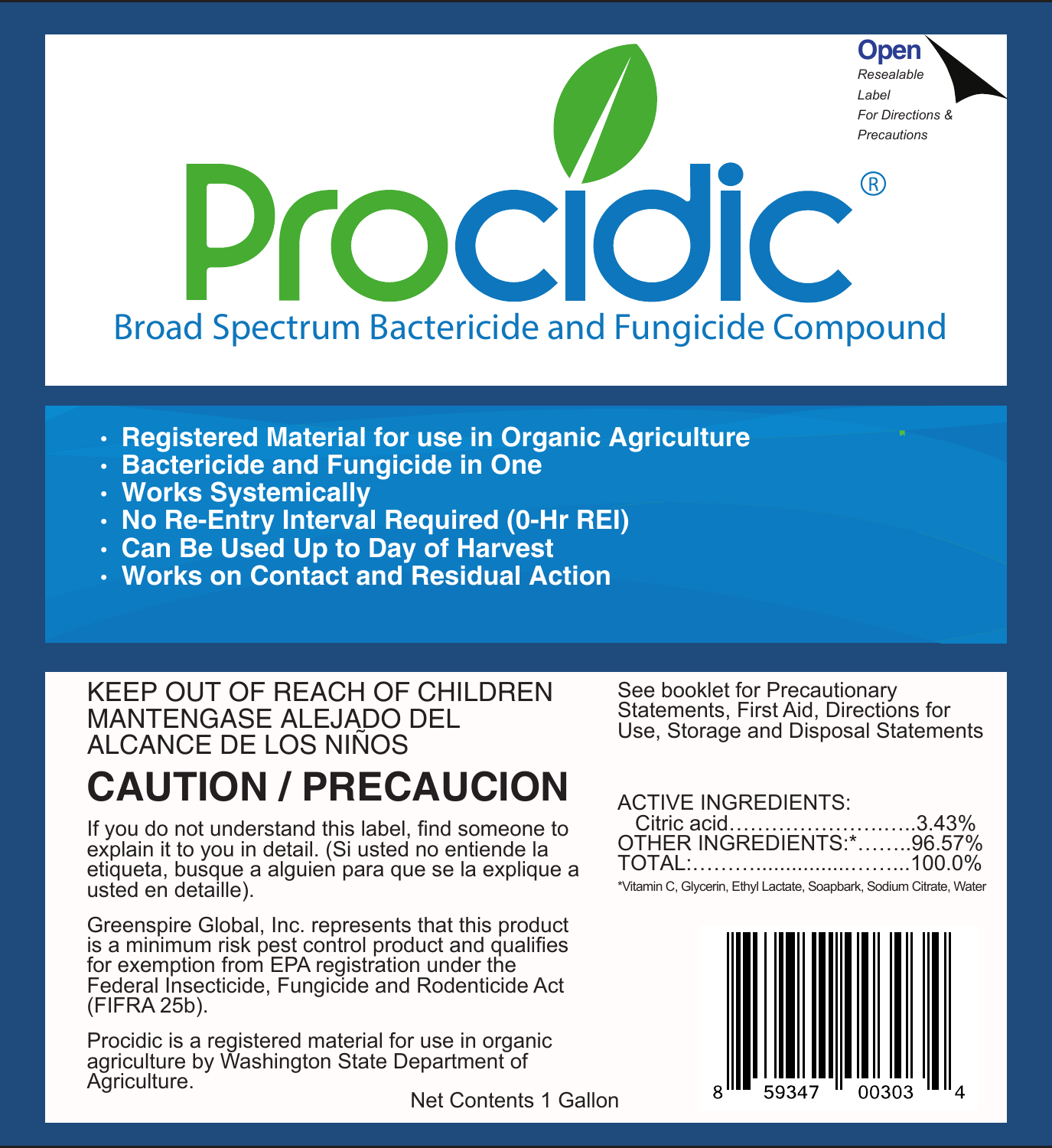Open

*Resealable Label For Directions & Precautions*

# Procidic®

## Broad Spectrum Bactericide and Fungicide Compound

- **Registered Material for use in Organic Agriculture**
- **Bactericide and Fungicide in One**
- **Works Systemically**
- **No Re-Entry Interval Required (0-Hr REI)**
- **Can Be Used Up to Day of Harvest**
- **Works on Contact and Residual Action**

KEEP OUT OF REACH OF CHILDREN
MANTENGASE ALEJADO DEL ALCANCE DE LOS NIÑOS

## CAUTION / PRECAUCION

If you do not understand this label, find someone to explain it to you in detail. (Si usted no entiende la etiqueta, busque a alguien para que se la explique a usted en detaille).

Greenspire Global, Inc. represents that this product is a minimum risk pest control product and qualifies for exemption from EPA registration under the Federal Insecticide, Fungicide and Rodenticide Act (FIFRA 25b).

Procidic is a registered material for use in organic agriculture by Washington State Department of Agriculture.

See booklet for Precautionary Statements, First Aid, Directions for Use, Storage and Disposal Statements

ACTIVE INGREDIENTS:
Citric acid……………………..3.43%
OTHER INGREDIENTS:*……..96.57%
TOTAL:………...............……..100.0%

*Vitamin C, Glycerin, Ethyl Lactate, Soapbark, Sodium Citrate, Water

8 59347 00303 4

Net Contents 1 Gallon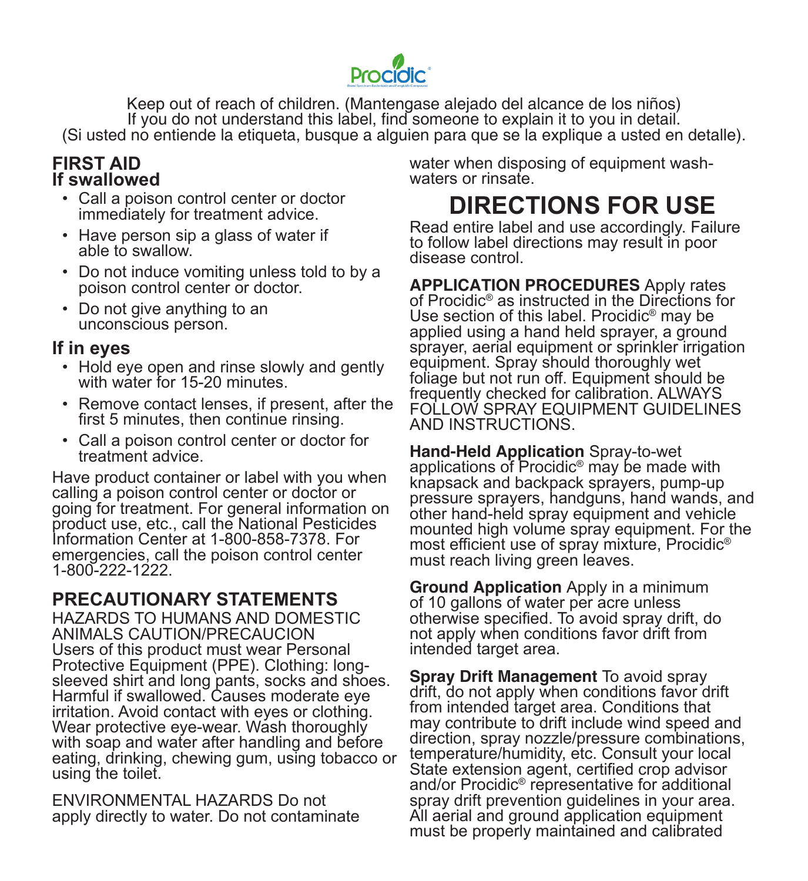Keep out of reach of children. (Mantengase alejado del alcance de los niños)
If you do not understand this label, find someone to explain it to you in detail.
(Si usted no entiende la etiqueta, busque a alguien para que se la explique a usted en detalle).

## FIRST AID

### If swallowed

- Call a poison control center or doctor immediately for treatment advice.
- Have person sip a glass of water if able to swallow.
- Do not induce vomiting unless told to by a poison control center or doctor.
- Do not give anything to an unconscious person.

### If in eyes

- Hold eye open and rinse slowly and gently with water for 15-20 minutes.
- Remove contact lenses, if present, after the first 5 minutes, then continue rinsing.
- Call a poison control center or doctor for treatment advice.

Have product container or label with you when calling a poison control center or doctor or going for treatment. For general information on product use, etc., call the National Pesticides Information Center at 1-800-858-7378. For emergencies, call the poison control center 1-800-222-1222.

## PRECAUTIONARY STATEMENTS

HAZARDS TO HUMANS AND DOMESTIC ANIMALS CAUTION/PRECAUCION
Users of this product must wear Personal Protective Equipment (PPE). Clothing: long-sleeved shirt and long pants, socks and shoes. Harmful if swallowed. Causes moderate eye irritation. Avoid contact with eyes or clothing. Wear protective eye-wear. Wash thoroughly with soap and water after handling and before eating, drinking, chewing gum, using tobacco or using the toilet.

ENVIRONMENTAL HAZARDS Do not apply directly to water. Do not contaminate water when disposing of equipment wash-waters or rinsate.

# DIRECTIONS FOR USE

Read entire label and use accordingly. Failure to follow label directions may result in poor disease control.

**APPLICATION PROCEDURES** Apply rates of Procidic® as instructed in the Directions for Use section of this label. Procidic® may be applied using a hand held sprayer, a ground sprayer, aerial equipment or sprinkler irrigation equipment. Spray should thoroughly wet foliage but not run off. Equipment should be frequently checked for calibration. ALWAYS FOLLOW SPRAY EQUIPMENT GUIDELINES AND INSTRUCTIONS.

**Hand-Held Application** Spray-to-wet applications of Procidic® may be made with knapsack and backpack sprayers, pump-up pressure sprayers, handguns, hand wands, and other hand-held spray equipment and vehicle mounted high volume spray equipment. For the most efficient use of spray mixture, Procidic® must reach living green leaves.

**Ground Application** Apply in a minimum of 10 gallons of water per acre unless otherwise specified. To avoid spray drift, do not apply when conditions favor drift from intended target area.

**Spray Drift Management** To avoid spray drift, do not apply when conditions favor drift from intended target area. Conditions that may contribute to drift include wind speed and direction, spray nozzle/pressure combinations, temperature/humidity, etc. Consult your local State extension agent, certified crop advisor and/or Procidic® representative for additional spray drift prevention guidelines in your area. All aerial and ground application equipment must be properly maintained and calibrated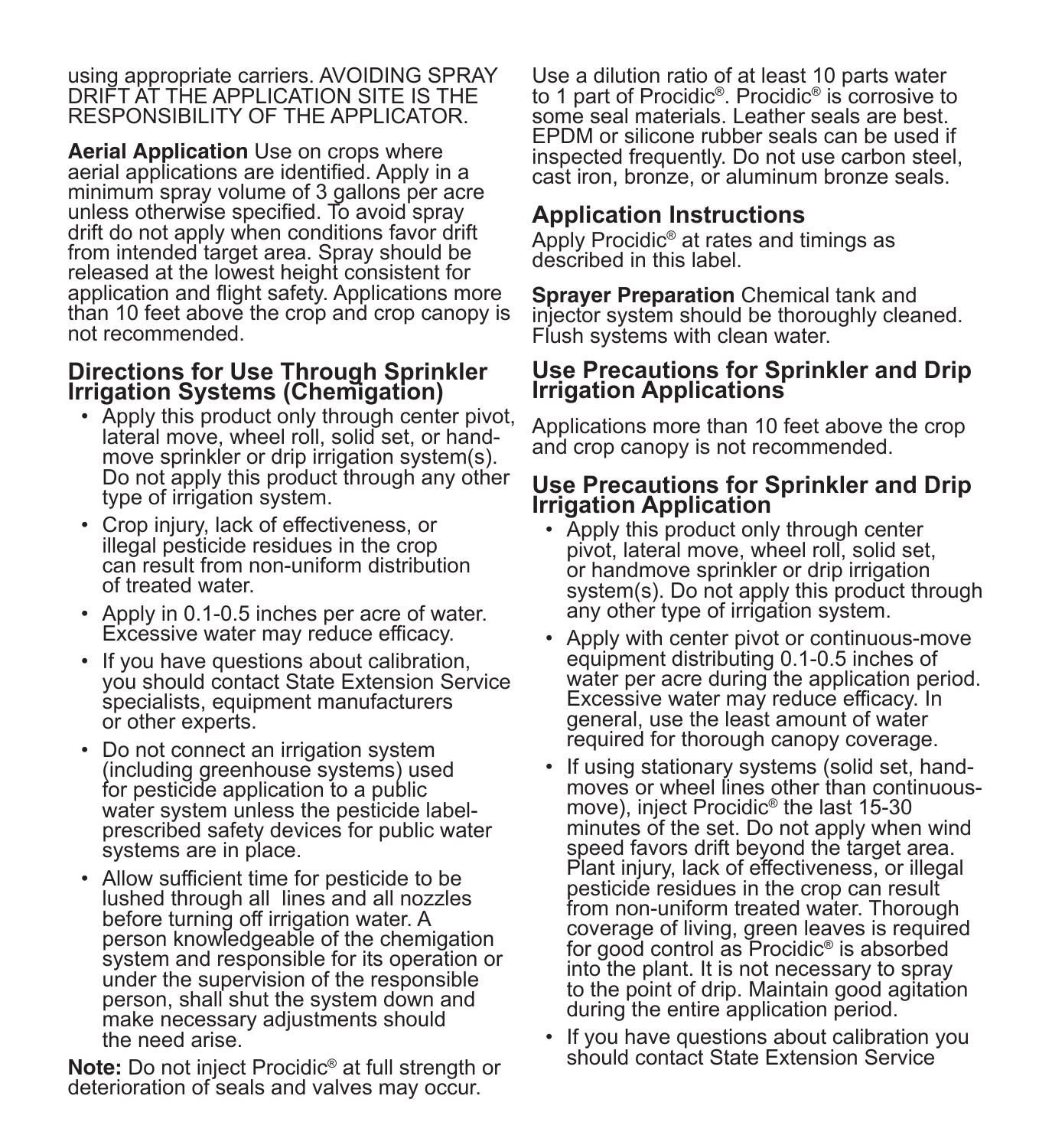using appropriate carriers. AVOIDING SPRAY DRIFT AT THE APPLICATION SITE IS THE RESPONSIBILITY OF THE APPLICATOR.

**Aerial Application** Use on crops where aerial applications are identified. Apply in a minimum spray volume of 3 gallons per acre unless otherwise specified. To avoid spray drift do not apply when conditions favor drift from intended target area. Spray should be released at the lowest height consistent for application and flight safety. Applications more than 10 feet above the crop and crop canopy is not recommended.

## Directions for Use Through Sprinkler Irrigation Systems (Chemigation)

- Apply this product only through center pivot, lateral move, wheel roll, solid set, or hand-move sprinkler or drip irrigation system(s). Do not apply this product through any other type of irrigation system.
- Crop injury, lack of effectiveness, or illegal pesticide residues in the crop can result from non-uniform distribution of treated water.
- Apply in 0.1-0.5 inches per acre of water. Excessive water may reduce efficacy.
- If you have questions about calibration, you should contact State Extension Service specialists, equipment manufacturers or other experts.
- Do not connect an irrigation system (including greenhouse systems) used for pesticide application to a public water system unless the pesticide label-prescribed safety devices for public water systems are in place.
- Allow sufficient time for pesticide to be lushed through all lines and all nozzles before turning off irrigation water. A person knowledgeable of the chemigation system and responsible for its operation or under the supervision of the responsible person, shall shut the system down and make necessary adjustments should the need arise.

**Note:** Do not inject Procidic® at full strength or deterioration of seals and valves may occur. Use a dilution ratio of at least 10 parts water to 1 part of Procidic®. Procidic® is corrosive to some seal materials. Leather seals are best. EPDM or silicone rubber seals can be used if inspected frequently. Do not use carbon steel, cast iron, bronze, or aluminum bronze seals.

## Application Instructions

Apply Procidic® at rates and timings as described in this label.

**Sprayer Preparation** Chemical tank and injector system should be thoroughly cleaned. Flush systems with clean water.

## Use Precautions for Sprinkler and Drip Irrigation Applications

Applications more than 10 feet above the crop and crop canopy is not recommended.

## Use Precautions for Sprinkler and Drip Irrigation Application

- Apply this product only through center pivot, lateral move, wheel roll, solid set, or handmove sprinkler or drip irrigation system(s). Do not apply this product through any other type of irrigation system.
- Apply with center pivot or continuous-move equipment distributing 0.1-0.5 inches of water per acre during the application period. Excessive water may reduce efficacy. In general, use the least amount of water required for thorough canopy coverage.
- If using stationary systems (solid set, hand-moves or wheel lines other than continuous-move), inject Procidic® the last 15-30 minutes of the set. Do not apply when wind speed favors drift beyond the target area. Plant injury, lack of effectiveness, or illegal pesticide residues in the crop can result from non-uniform treated water. Thorough coverage of living, green leaves is required for good control as Procidic® is absorbed into the plant. It is not necessary to spray to the point of drip. Maintain good agitation during the entire application period.
- If you have questions about calibration you should contact State Extension Service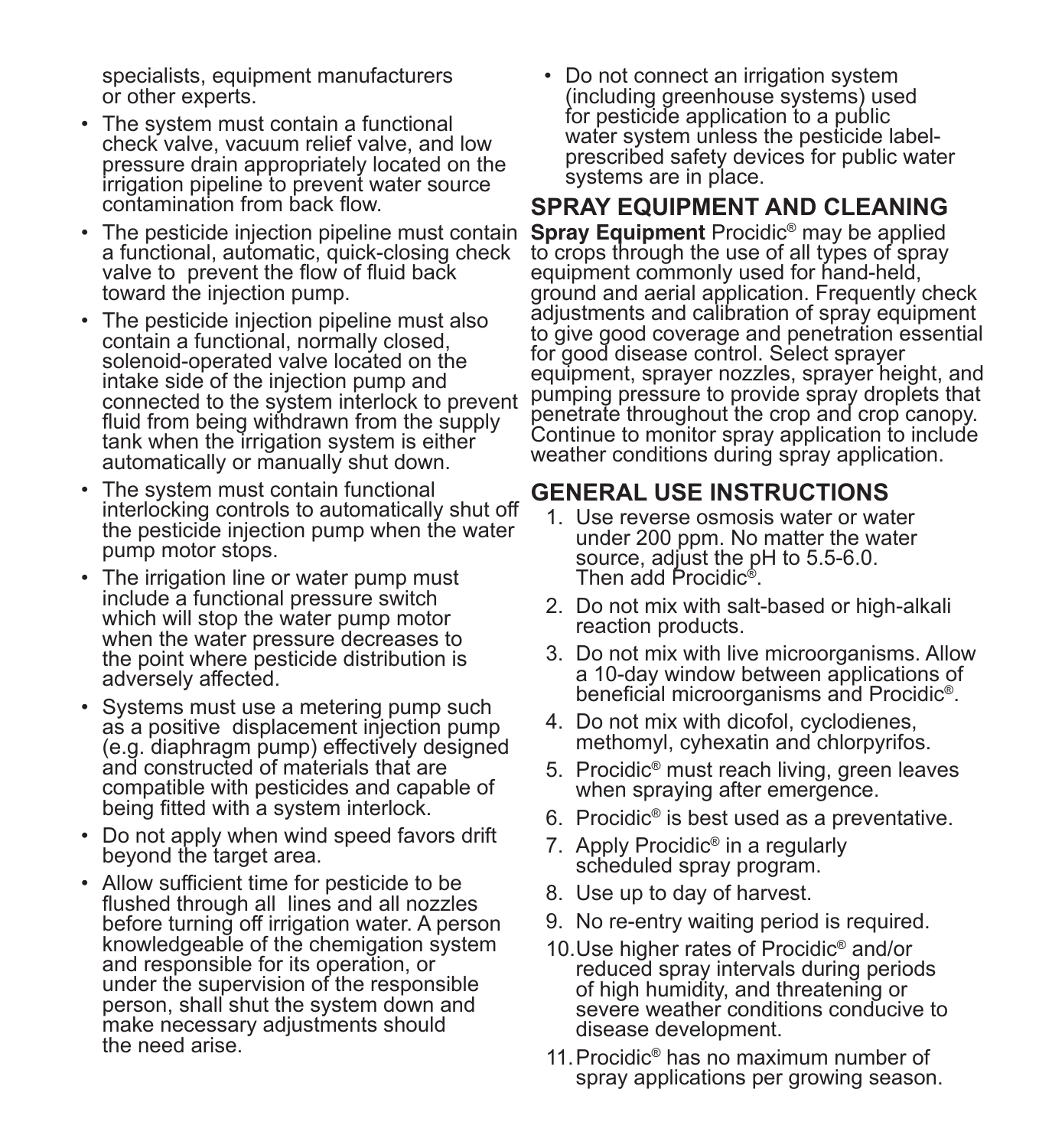specialists, equipment manufacturers or other experts.

- The system must contain a functional check valve, vacuum relief valve, and low pressure drain appropriately located on the irrigation pipeline to prevent water source contamination from back flow.
- The pesticide injection pipeline must contain a functional, automatic, quick-closing check valve to prevent the flow of fluid back toward the injection pump.
- The pesticide injection pipeline must also contain a functional, normally closed, solenoid-operated valve located on the intake side of the injection pump and connected to the system interlock to prevent fluid from being withdrawn from the supply tank when the irrigation system is either automatically or manually shut down.
- The system must contain functional interlocking controls to automatically shut off the pesticide injection pump when the water pump motor stops.
- The irrigation line or water pump must include a functional pressure switch which will stop the water pump motor when the water pressure decreases to the point where pesticide distribution is adversely affected.
- Systems must use a metering pump such as a positive displacement injection pump (e.g. diaphragm pump) effectively designed and constructed of materials that are compatible with pesticides and capable of being fitted with a system interlock.
- Do not apply when wind speed favors drift beyond the target area.
- Allow sufficient time for pesticide to be flushed through all lines and all nozzles before turning off irrigation water. A person knowledgeable of the chemigation system and responsible for its operation, or under the supervision of the responsible person, shall shut the system down and make necessary adjustments should the need arise.
- Do not connect an irrigation system (including greenhouse systems) used for pesticide application to a public water system unless the pesticide label-prescribed safety devices for public water systems are in place.

## SPRAY EQUIPMENT AND CLEANING

**Spray Equipment** Procidic® may be applied to crops through the use of all types of spray equipment commonly used for hand-held, ground and aerial application. Frequently check adjustments and calibration of spray equipment to give good coverage and penetration essential for good disease control. Select sprayer equipment, sprayer nozzles, sprayer height, and pumping pressure to provide spray droplets that penetrate throughout the crop and crop canopy. Continue to monitor spray application to include weather conditions during spray application.

## GENERAL USE INSTRUCTIONS

1. Use reverse osmosis water or water under 200 ppm. No matter the water source, adjust the pH to 5.5-6.0. Then add Procidic®.
2. Do not mix with salt-based or high-alkali reaction products.
3. Do not mix with live microorganisms. Allow a 10-day window between applications of beneficial microorganisms and Procidic®.
4. Do not mix with dicofol, cyclodienes, methomyl, cyhexatin and chlorpyrifos.
5. Procidic® must reach living, green leaves when spraying after emergence.
6. Procidic® is best used as a preventative.
7. Apply Procidic® in a regularly scheduled spray program.
8. Use up to day of harvest.
9. No re-entry waiting period is required.
10. Use higher rates of Procidic® and/or reduced spray intervals during periods of high humidity, and threatening or severe weather conditions conducive to disease development.
11. Procidic® has no maximum number of spray applications per growing season.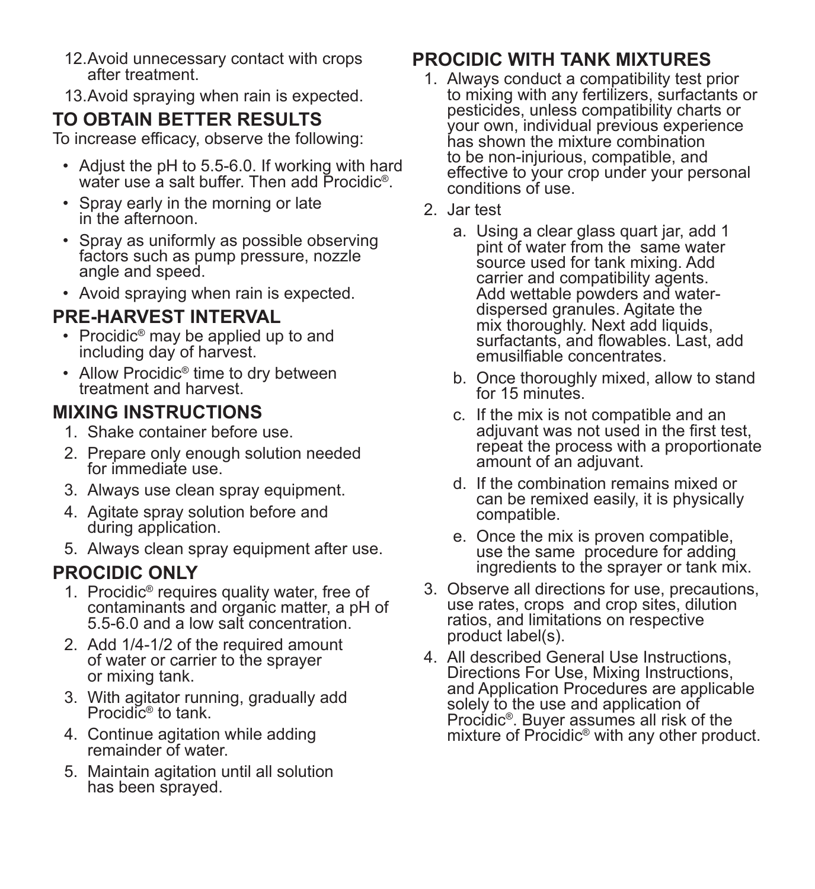12. Avoid unnecessary contact with crops after treatment.
13. Avoid spraying when rain is expected.

## TO OBTAIN BETTER RESULTS

To increase efficacy, observe the following:

- Adjust the pH to 5.5-6.0. If working with hard water use a salt buffer. Then add Procidic®.
- Spray early in the morning or late in the afternoon.
- Spray as uniformly as possible observing factors such as pump pressure, nozzle angle and speed.
- Avoid spraying when rain is expected.

## PRE-HARVEST INTERVAL

- Procidic® may be applied up to and including day of harvest.
- Allow Procidic® time to dry between treatment and harvest.

## MIXING INSTRUCTIONS

1. Shake container before use.
2. Prepare only enough solution needed for immediate use.
3. Always use clean spray equipment.
4. Agitate spray solution before and during application.
5. Always clean spray equipment after use.

## PROCIDIC ONLY

1. Procidic® requires quality water, free of contaminants and organic matter, a pH of 5.5-6.0 and a low salt concentration.
2. Add 1/4-1/2 of the required amount of water or carrier to the sprayer or mixing tank.
3. With agitator running, gradually add Procidic® to tank.
4. Continue agitation while adding remainder of water.
5. Maintain agitation until all solution has been sprayed.

## PROCIDIC WITH TANK MIXTURES

1. Always conduct a compatibility test prior to mixing with any fertilizers, surfactants or pesticides, unless compatibility charts or your own, individual previous experience has shown the mixture combination to be non-injurious, compatible, and effective to your crop under your personal conditions of use.
2. Jar test
   a. Using a clear glass quart jar, add 1 pint of water from the same water source used for tank mixing. Add carrier and compatibility agents. Add wettable powders and water-dispersed granules. Agitate the mix thoroughly. Next add liquids, surfactants, and flowables. Last, add emusilfiable concentrates.
   b. Once thoroughly mixed, allow to stand for 15 minutes.
   c. If the mix is not compatible and an adjuvant was not used in the first test, repeat the process with a proportionate amount of an adjuvant.
   d. If the combination remains mixed or can be remixed easily, it is physically compatible.
   e. Once the mix is proven compatible, use the same procedure for adding ingredients to the sprayer or tank mix.
3. Observe all directions for use, precautions, use rates, crops and crop sites, dilution ratios, and limitations on respective product label(s).
4. All described General Use Instructions, Directions For Use, Mixing Instructions, and Application Procedures are applicable solely to the use and application of Procidic®. Buyer assumes all risk of the mixture of Procidic® with any other product.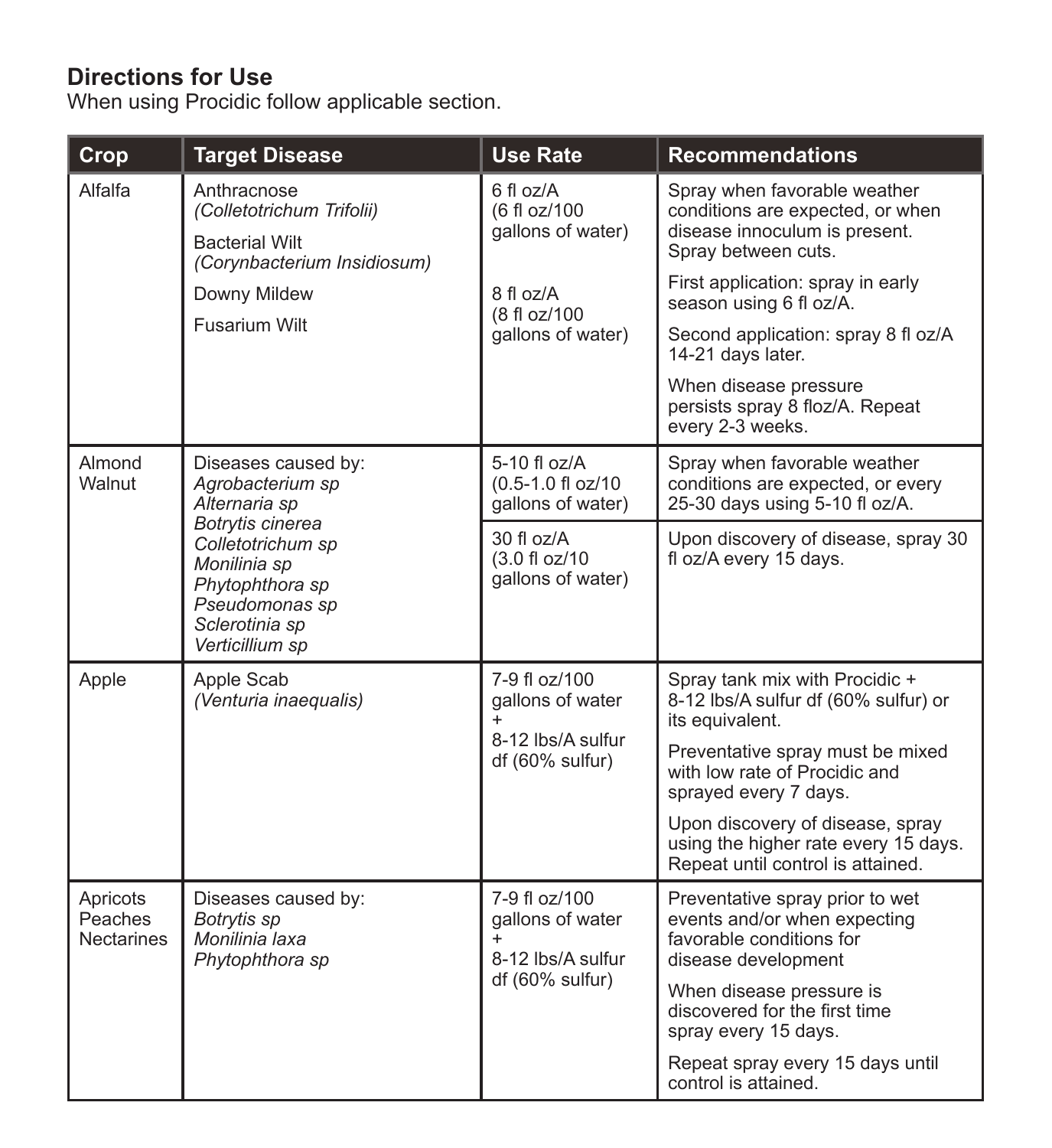## Directions for Use

When using Procidic follow applicable section.

| Crop | Target Disease | Use Rate | Recommendations |
| --- | --- | --- | --- |
| Alfalfa | Anthracnose *(Colletotrichum Trifolii)*<br><br>Bacterial Wilt *(Corynbacterium Insidiosum)*<br><br>Downy Mildew<br><br>Fusarium Wilt | 6 fl oz/A (6 fl oz/100 gallons of water)<br><br>8 fl oz/A (8 fl oz/100 gallons of water) | Spray when favorable weather conditions are expected, or when disease innoculum is present. Spray between cuts.<br><br>First application: spray in early season using 6 fl oz/A.<br><br>Second application: spray 8 fl oz/A 14-21 days later.<br><br>When disease pressure persists spray 8 floz/A. Repeat every 2-3 weeks. |
| Almond<br>Walnut | Diseases caused by:<br>*Agrobacterium sp*<br>*Alternaria sp*<br>*Botrytis cinerea*<br>*Colletotrichum sp*<br>*Monilinia sp*<br>*Phytophthora sp*<br>*Pseudomonas sp*<br>*Sclerotinia sp*<br>*Verticillium sp* | 5-10 fl oz/A (0.5-1.0 fl oz/10 gallons of water) | Spray when favorable weather conditions are expected, or every 25-30 days using 5-10 fl oz/A. |
| | | 30 fl oz/A (3.0 fl oz/10 gallons of water) | Upon discovery of disease, spray 30 fl oz/A every 15 days. |
| Apple | Apple Scab *(Venturia inaequalis)* | 7-9 fl oz/100 gallons of water +<br>8-12 lbs/A sulfur df (60% sulfur) | Spray tank mix with Procidic + 8-12 lbs/A sulfur df (60% sulfur) or its equivalent.<br><br>Preventative spray must be mixed with low rate of Procidic and sprayed every 7 days.<br><br>Upon discovery of disease, spray using the higher rate every 15 days. Repeat until control is attained. |
| Apricots<br>Peaches<br>Nectarines | Diseases caused by:<br>*Botrytis sp*<br>*Monilinia laxa*<br>*Phytophthora sp* | 7-9 fl oz/100 gallons of water +<br>8-12 lbs/A sulfur df (60% sulfur) | Preventative spray prior to wet events and/or when expecting favorable conditions for disease development<br><br>When disease pressure is discovered for the first time spray every 15 days.<br><br>Repeat spray every 15 days until control is attained. |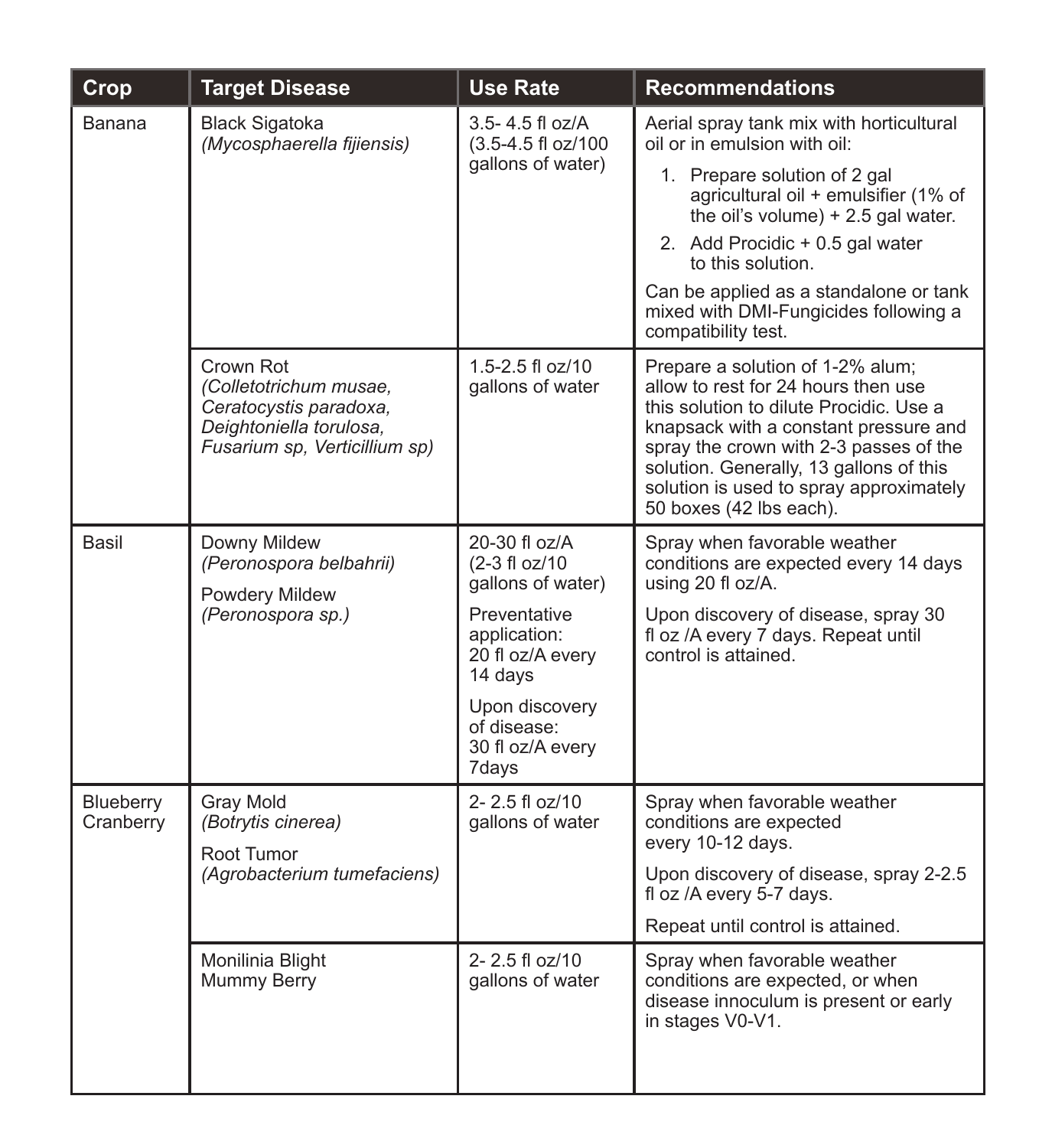| Crop | Target Disease | Use Rate | Recommendations |
|---|---|---|---|
| Banana | Black Sigatoka *(Mycosphaerella fijiensis)* | 3.5- 4.5 fl oz/A (3.5-4.5 fl oz/100 gallons of water) | Aerial spray tank mix with horticultural oil or in emulsion with oil: 1. Prepare solution of 2 gal agricultural oil + emulsifier (1% of the oil's volume) + 2.5 gal water. 2. Add Procidic + 0.5 gal water to this solution. Can be applied as a standalone or tank mixed with DMI-Fungicides following a compatibility test. |
| | Crown Rot *(Colletotrichum musae, Ceratocystis paradoxa, Deightoniella torulosa, Fusarium sp, Verticillium sp)* | 1.5-2.5 fl oz/10 gallons of water | Prepare a solution of 1-2% alum; allow to rest for 24 hours then use this solution to dilute Procidic. Use a knapsack with a constant pressure and spray the crown with 2-3 passes of the solution. Generally, 13 gallons of this solution is used to spray approximately 50 boxes (42 lbs each). |
| Basil | Downy Mildew *(Peronospora belbahrii)* Powdery Mildew *(Peronospora sp.)* | 20-30 fl oz/A (2-3 fl oz/10 gallons of water) Preventative application: 20 fl oz/A every 14 days Upon discovery of disease: 30 fl oz/A every 7days | Spray when favorable weather conditions are expected every 14 days using 20 fl oz/A. Upon discovery of disease, spray 30 fl oz /A every 7 days. Repeat until control is attained. |
| Blueberry Cranberry | Gray Mold *(Botrytis cinerea)* Root Tumor *(Agrobacterium tumefaciens)* | 2- 2.5 fl oz/10 gallons of water | Spray when favorable weather conditions are expected every 10-12 days. Upon discovery of disease, spray 2-2.5 fl oz /A every 5-7 days. Repeat until control is attained. |
| | Monilinia Blight Mummy Berry | 2- 2.5 fl oz/10 gallons of water | Spray when favorable weather conditions are expected, or when disease innoculum is present or early in stages V0-V1. |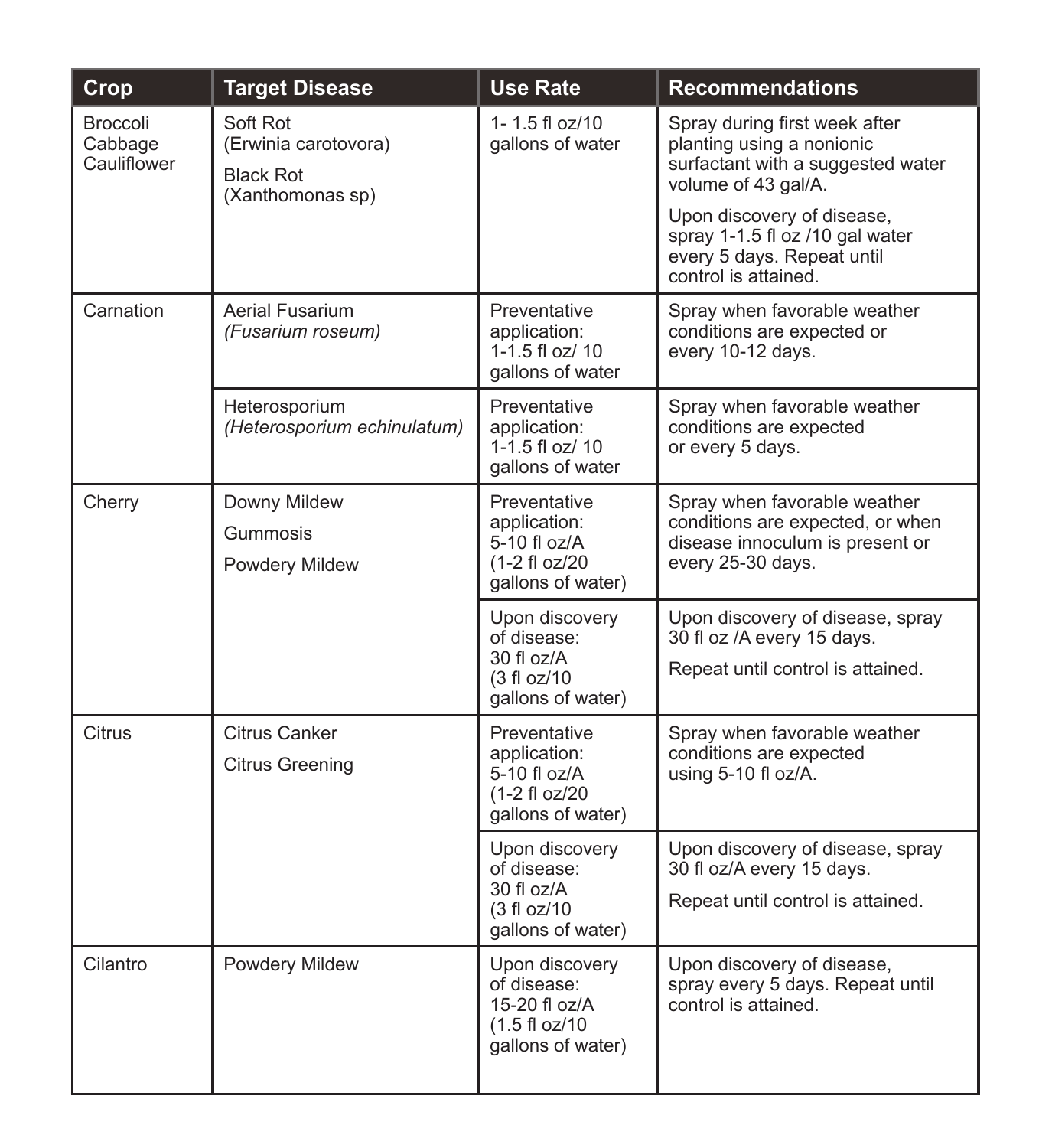| Crop | Target Disease | Use Rate | Recommendations |
| --- | --- | --- | --- |
| Broccoli<br>Cabbage<br>Cauliflower | Soft Rot<br>(Erwinia carotovora)<br>Black Rot<br>(Xanthomonas sp) | 1- 1.5 fl oz/10 gallons of water | Spray during first week after planting using a nonionic surfactant with a suggested water volume of 43 gal/A.<br>Upon discovery of disease, spray 1-1.5 fl oz /10 gal water every 5 days. Repeat until control is attained. |
| Carnation | Aerial Fusarium<br>*(Fusarium roseum)* | Preventative application:<br>1-1.5 fl oz/ 10 gallons of water | Spray when favorable weather conditions are expected or every 10-12 days. |
| | Heterosporium<br>*(Heterosporium echinulatum)* | Preventative application:<br>1-1.5 fl oz/ 10 gallons of water | Spray when favorable weather conditions are expected or every 5 days. |
| Cherry | Downy Mildew<br>Gummosis<br>Powdery Mildew | Preventative application:<br>5-10 fl oz/A<br>(1-2 fl oz/20 gallons of water) | Spray when favorable weather conditions are expected, or when disease innoculum is present or every 25-30 days. |
| | | Upon discovery of disease:<br>30 fl oz/A<br>(3 fl oz/10 gallons of water) | Upon discovery of disease, spray 30 fl oz /A every 15 days.<br>Repeat until control is attained. |
| Citrus | Citrus Canker<br>Citrus Greening | Preventative application:<br>5-10 fl oz/A<br>(1-2 fl oz/20 gallons of water) | Spray when favorable weather conditions are expected using 5-10 fl oz/A. |
| | | Upon discovery of disease:<br>30 fl oz/A<br>(3 fl oz/10 gallons of water) | Upon discovery of disease, spray 30 fl oz/A every 15 days.<br>Repeat until control is attained. |
| Cilantro | Powdery Mildew | Upon discovery of disease:<br>15-20 fl oz/A<br>(1.5 fl oz/10 gallons of water) | Upon discovery of disease, spray every 5 days. Repeat until control is attained. |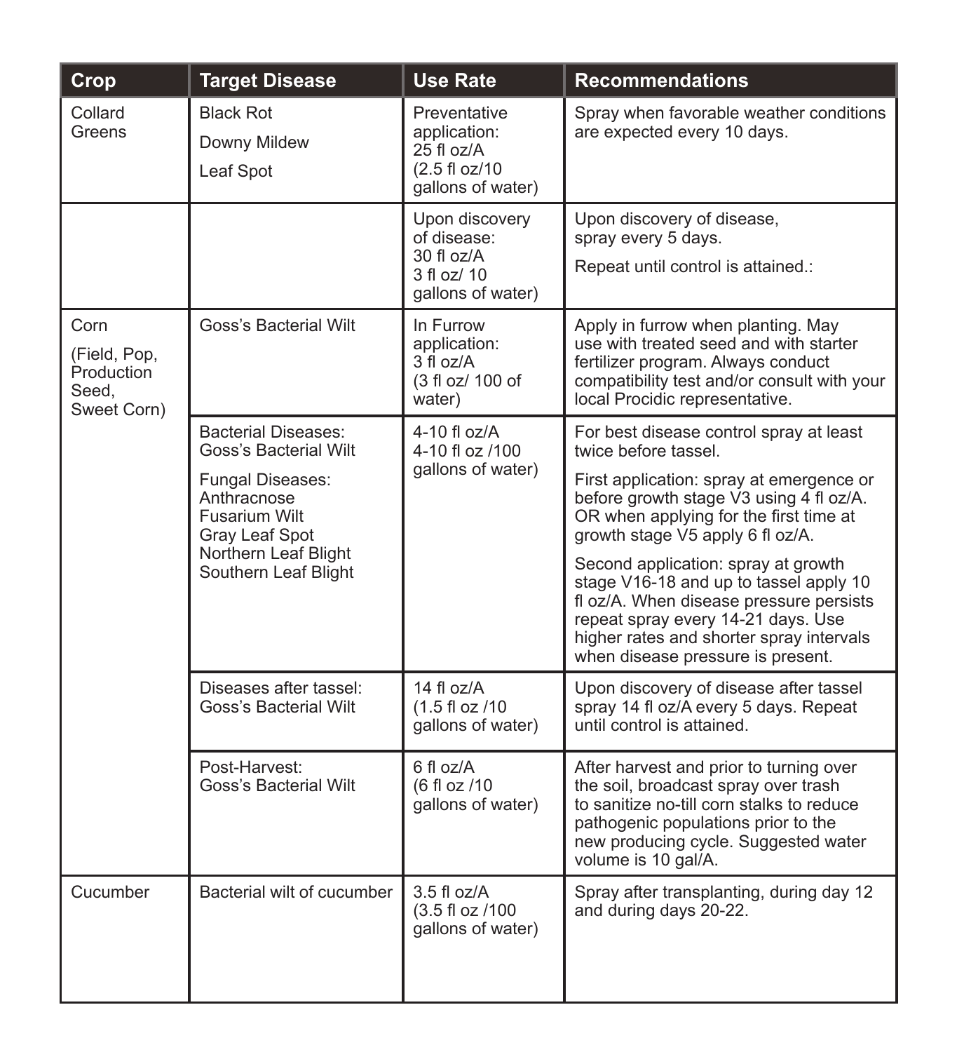| Crop | Target Disease | Use Rate | Recommendations |
|---|---|---|---|
| Collard Greens | Black Rot<br>Downy Mildew<br>Leaf Spot | Preventative application: 25 fl oz/A (2.5 fl oz/10 gallons of water) | Spray when favorable weather conditions are expected every 10 days. |
| | | Upon discovery of disease: 30 fl oz/A 3 fl oz/ 10 gallons of water) | Upon discovery of disease, spray every 5 days.<br>Repeat until control is attained.: |
| Corn<br>(Field, Pop, Production Seed, Sweet Corn) | Goss's Bacterial Wilt | In Furrow application: 3 fl oz/A (3 fl oz/ 100 of water) | Apply in furrow when planting. May use with treated seed and with starter fertilizer program. Always conduct compatibility test and/or consult with your local Procidic representative. |
| | Bacterial Diseases: Goss's Bacterial Wilt<br>Fungal Diseases: Anthracnose Fusarium Wilt Gray Leaf Spot Northern Leaf Blight Southern Leaf Blight | 4-10 fl oz/A 4-10 fl oz /100 gallons of water) | For best disease control spray at least twice before tassel.<br>First application: spray at emergence or before growth stage V3 using 4 fl oz/A. OR when applying for the first time at growth stage V5 apply 6 fl oz/A.<br>Second application: spray at growth stage V16-18 and up to tassel apply 10 fl oz/A. When disease pressure persists repeat spray every 14-21 days. Use higher rates and shorter spray intervals when disease pressure is present. |
| | Diseases after tassel: Goss's Bacterial Wilt | 14 fl oz/A (1.5 fl oz /10 gallons of water) | Upon discovery of disease after tassel spray 14 fl oz/A every 5 days. Repeat until control is attained. |
| | Post-Harvest: Goss's Bacterial Wilt | 6 fl oz/A (6 fl oz /10 gallons of water) | After harvest and prior to turning over the soil, broadcast spray over trash to sanitize no-till corn stalks to reduce pathogenic populations prior to the new producing cycle. Suggested water volume is 10 gal/A. |
| Cucumber | Bacterial wilt of cucumber | 3.5 fl oz/A (3.5 fl oz /100 gallons of water) | Spray after transplanting, during day 12 and during days 20-22. |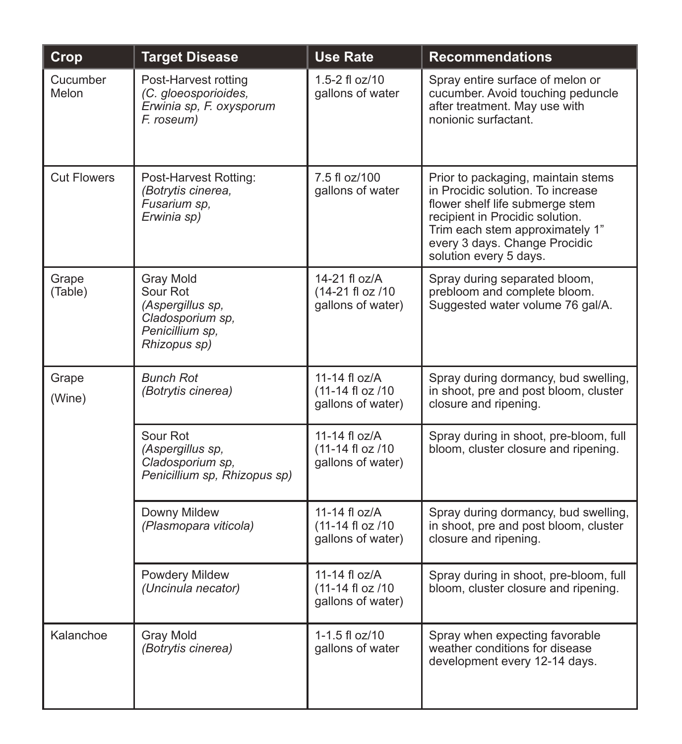| Crop | Target Disease | Use Rate | Recommendations |
|---|---|---|---|
| Cucumber Melon | Post-Harvest rotting *(C. gloeosporioides, Erwinia sp, F. oxysporum F. roseum)* | 1.5-2 fl oz/10 gallons of water | Spray entire surface of melon or cucumber. Avoid touching peduncle after treatment. May use with nonionic surfactant. |
| Cut Flowers | Post-Harvest Rotting: *(Botrytis cinerea, Fusarium sp, Erwinia sp)* | 7.5 fl oz/100 gallons of water | Prior to packaging, maintain stems in Procidic solution. To increase flower shelf life submerge stem recipient in Procidic solution. Trim each stem approximately 1" every 3 days. Change Procidic solution every 5 days. |
| Grape (Table) | Gray Mold Sour Rot *(Aspergillus sp, Cladosporium sp, Penicillium sp, Rhizopus sp)* | 14-21 fl oz/A (14-21 fl oz /10 gallons of water) | Spray during separated bloom, prebloom and complete bloom. Suggested water volume 76 gal/A. |
| Grape (Wine) | *Bunch Rot (Botrytis cinerea)* | 11-14 fl oz/A (11-14 fl oz /10 gallons of water) | Spray during dormancy, bud swelling, in shoot, pre and post bloom, cluster closure and ripening. |
| | Sour Rot *(Aspergillus sp, Cladosporium sp, Penicillium sp, Rhizopus sp)* | 11-14 fl oz/A (11-14 fl oz /10 gallons of water) | Spray during in shoot, pre-bloom, full bloom, cluster closure and ripening. |
| | Downy Mildew *(Plasmopara viticola)* | 11-14 fl oz/A (11-14 fl oz /10 gallons of water) | Spray during dormancy, bud swelling, in shoot, pre and post bloom, cluster closure and ripening. |
| | Powdery Mildew *(Uncinula necator)* | 11-14 fl oz/A (11-14 fl oz /10 gallons of water) | Spray during in shoot, pre-bloom, full bloom, cluster closure and ripening. |
| Kalanchoe | Gray Mold *(Botrytis cinerea)* | 1-1.5 fl oz/10 gallons of water | Spray when expecting favorable weather conditions for disease development every 12-14 days. |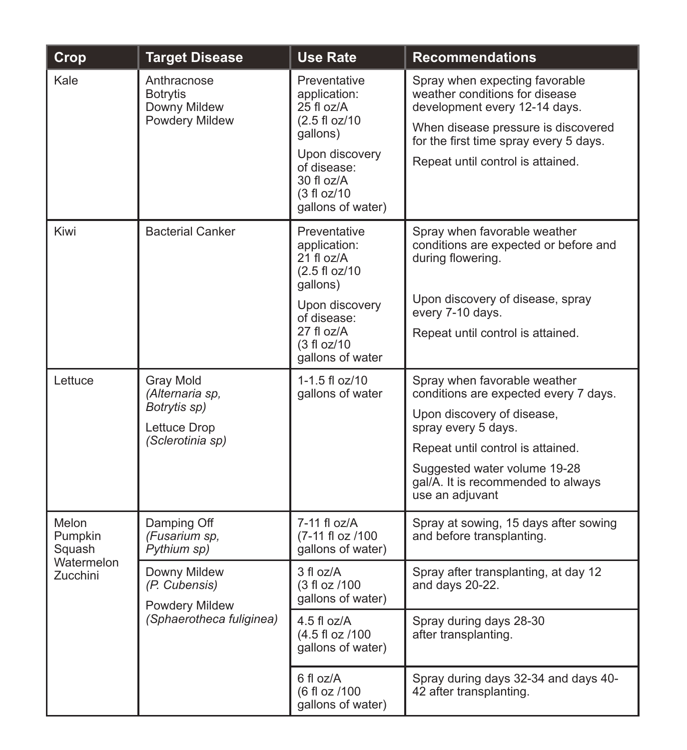| Crop | Target Disease | Use Rate | Recommendations |
|---|---|---|---|
| Kale | Anthracnose<br>Botrytis<br>Downy Mildew<br>Powdery Mildew | Preventative application: 25 fl oz/A (2.5 fl oz/10 gallons)<br><br>Upon discovery of disease: 30 fl oz/A (3 fl oz/10 gallons of water) | Spray when expecting favorable weather conditions for disease development every 12-14 days.<br><br>When disease pressure is discovered for the first time spray every 5 days.<br><br>Repeat until control is attained. |
| Kiwi | Bacterial Canker | Preventative application: 21 fl oz/A (2.5 fl oz/10 gallons)<br><br>Upon discovery of disease: 27 fl oz/A (3 fl oz/10 gallons of water | Spray when favorable weather conditions are expected or before and during flowering.<br><br>Upon discovery of disease, spray every 7-10 days.<br><br>Repeat until control is attained. |
| Lettuce | Gray Mold *(Alternaria sp, Botrytis sp)*<br><br>Lettuce Drop *(Sclerotinia sp)* | 1-1.5 fl oz/10 gallons of water | Spray when favorable weather conditions are expected every 7 days.<br><br>Upon discovery of disease, spray every 5 days.<br><br>Repeat until control is attained.<br><br>Suggested water volume 19-28 gal/A. It is recommended to always use an adjuvant |
| Melon<br>Pumpkin<br>Squash<br>Watermelon<br>Zucchini | Damping Off *(Fusarium sp, Pythium sp)* | 7-11 fl oz/A (7-11 fl oz /100 gallons of water) | Spray at sowing, 15 days after sowing and before transplanting. |
| | Downy Mildew *(P. Cubensis)*<br><br>Powdery Mildew *(Sphaerotheca fuliginea)* | 3 fl oz/A (3 fl oz /100 gallons of water) | Spray after transplanting, at day 12 and days 20-22. |
| | | 4.5 fl oz/A (4.5 fl oz /100 gallons of water) | Spray during days 28-30 after transplanting. |
| | | 6 fl oz/A (6 fl oz /100 gallons of water) | Spray during days 32-34 and days 40-42 after transplanting. |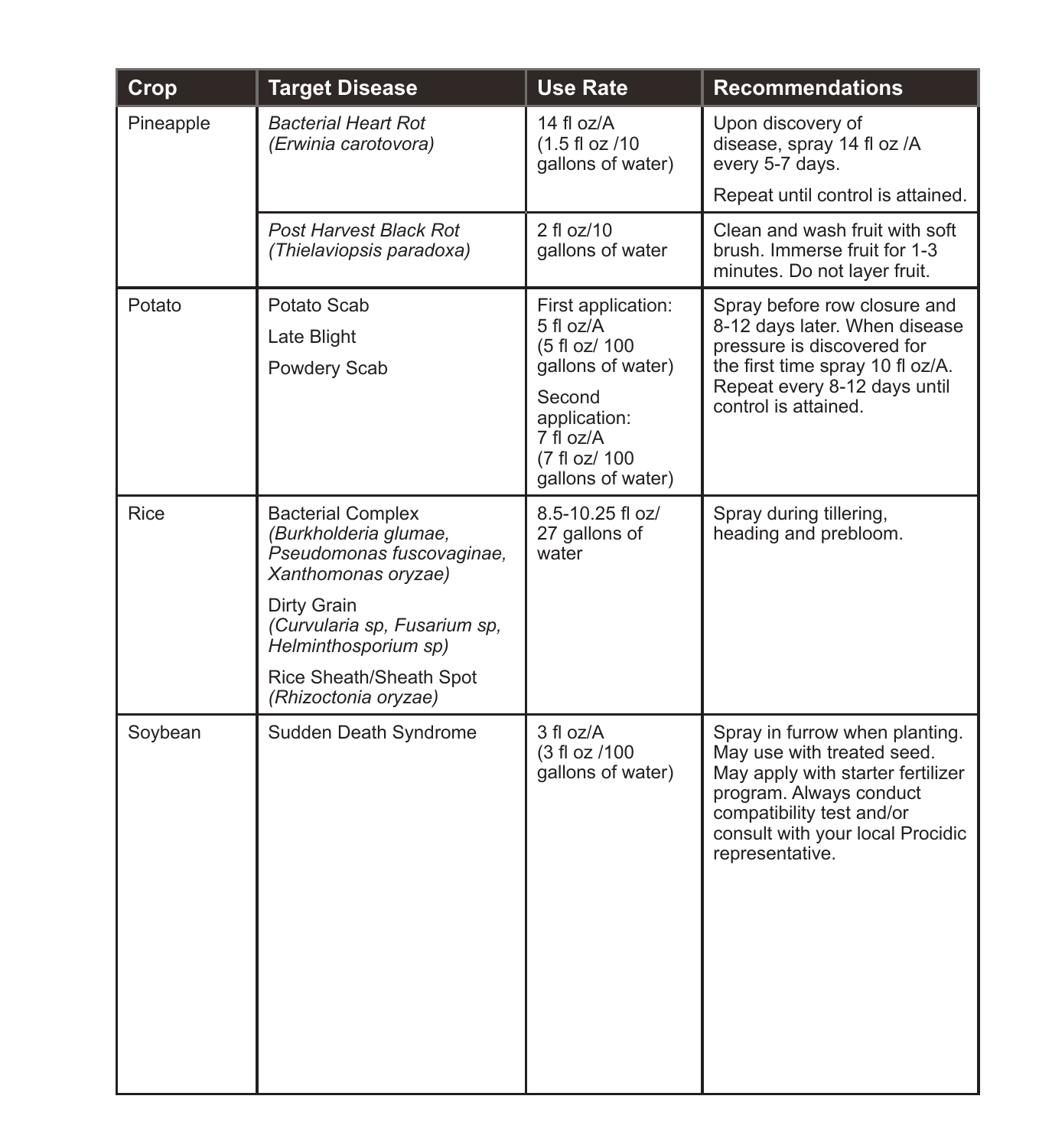| Crop | Target Disease | Use Rate | Recommendations |
|---|---|---|---|
| Pineapple | *Bacterial Heart Rot (Erwinia carotovora)* | 14 fl oz/A (1.5 fl oz /10 gallons of water) | Upon discovery of disease, spray 14 fl oz /A every 5-7 days.<br>Repeat until control is attained. |
| | *Post Harvest Black Rot (Thielaviopsis paradoxa)* | 2 fl oz/10 gallons of water | Clean and wash fruit with soft brush. Immerse fruit for 1-3 minutes. Do not layer fruit. |
| Potato | Potato Scab<br>Late Blight<br>Powdery Scab | First application: 5 fl oz/A (5 fl oz/ 100 gallons of water)<br>Second application: 7 fl oz/A (7 fl oz/ 100 gallons of water) | Spray before row closure and 8-12 days later. When disease pressure is discovered for the first time spray 10 fl oz/A. Repeat every 8-12 days until control is attained. |
| Rice | Bacterial Complex *(Burkholderia glumae, Pseudomonas fuscovaginae, Xanthomonas oryzae)*<br>Dirty Grain *(Curvularia sp, Fusarium sp, Helminthosporium sp)*<br>Rice Sheath/Sheath Spot *(Rhizoctonia oryzae)* | 8.5-10.25 fl oz/ 27 gallons of water | Spray during tillering, heading and prebloom. |
| Soybean | Sudden Death Syndrome | 3 fl oz/A (3 fl oz /100 gallons of water) | Spray in furrow when planting. May use with treated seed. May apply with starter fertilizer program. Always conduct compatibility test and/or consult with your local Procidic representative. |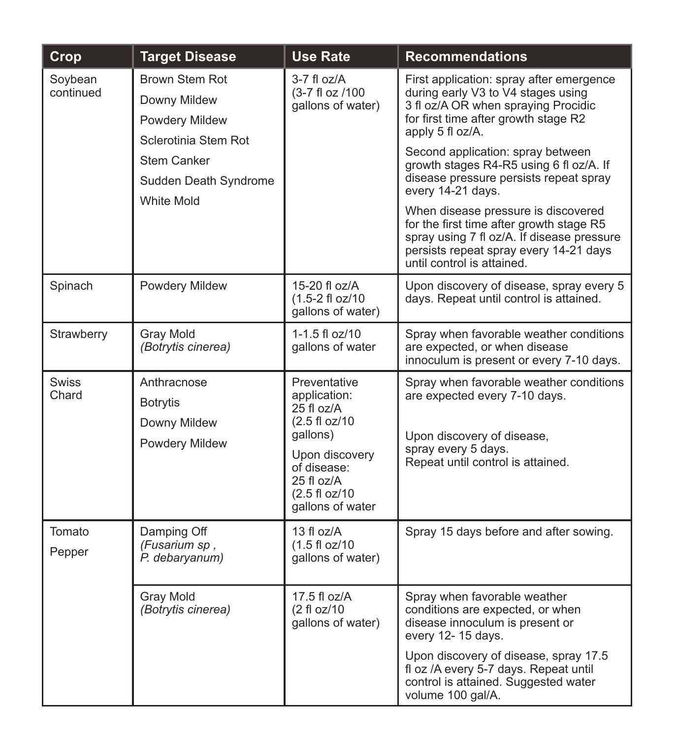| Crop | Target Disease | Use Rate | Recommendations |
|---|---|---|---|
| Soybean continued | Brown Stem Rot<br>Downy Mildew<br>Powdery Mildew<br>Sclerotinia Stem Rot<br>Stem Canker<br>Sudden Death Syndrome<br>White Mold | 3-7 fl oz/A (3-7 fl oz /100 gallons of water) | First application: spray after emergence during early V3 to V4 stages using 3 fl oz/A OR when spraying Procidic for first time after growth stage R2 apply 5 fl oz/A.<br>Second application: spray between growth stages R4-R5 using 6 fl oz/A. If disease pressure persists repeat spray every 14-21 days.<br>When disease pressure is discovered for the first time after growth stage R5 spray using 7 fl oz/A. If disease pressure persists repeat spray every 14-21 days until control is attained. |
| Spinach | Powdery Mildew | 15-20 fl oz/A (1.5-2 fl oz/10 gallons of water) | Upon discovery of disease, spray every 5 days. Repeat until control is attained. |
| Strawberry | Gray Mold *(Botrytis cinerea)* | 1-1.5 fl oz/10 gallons of water | Spray when favorable weather conditions are expected, or when disease innoculum is present or every 7-10 days. |
| Swiss Chard | Anthracnose<br>Botrytis<br>Downy Mildew<br>Powdery Mildew | Preventative application: 25 fl oz/A (2.5 fl oz/10 gallons)<br>Upon discovery of disease: 25 fl oz/A (2.5 fl oz/10 gallons of water | Spray when favorable weather conditions are expected every 7-10 days.<br>Upon discovery of disease, spray every 5 days. Repeat until control is attained. |
| Tomato<br>Pepper | Damping Off *(Fusarium sp , P. debaryanum)* | 13 fl oz/A (1.5 fl oz/10 gallons of water) | Spray 15 days before and after sowing. |
| | Gray Mold *(Botrytis cinerea)* | 17.5 fl oz/A (2 fl oz/10 gallons of water) | Spray when favorable weather conditions are expected, or when disease innoculum is present or every 12- 15 days.<br>Upon discovery of disease, spray 17.5 fl oz /A every 5-7 days. Repeat until control is attained. Suggested water volume 100 gal/A. |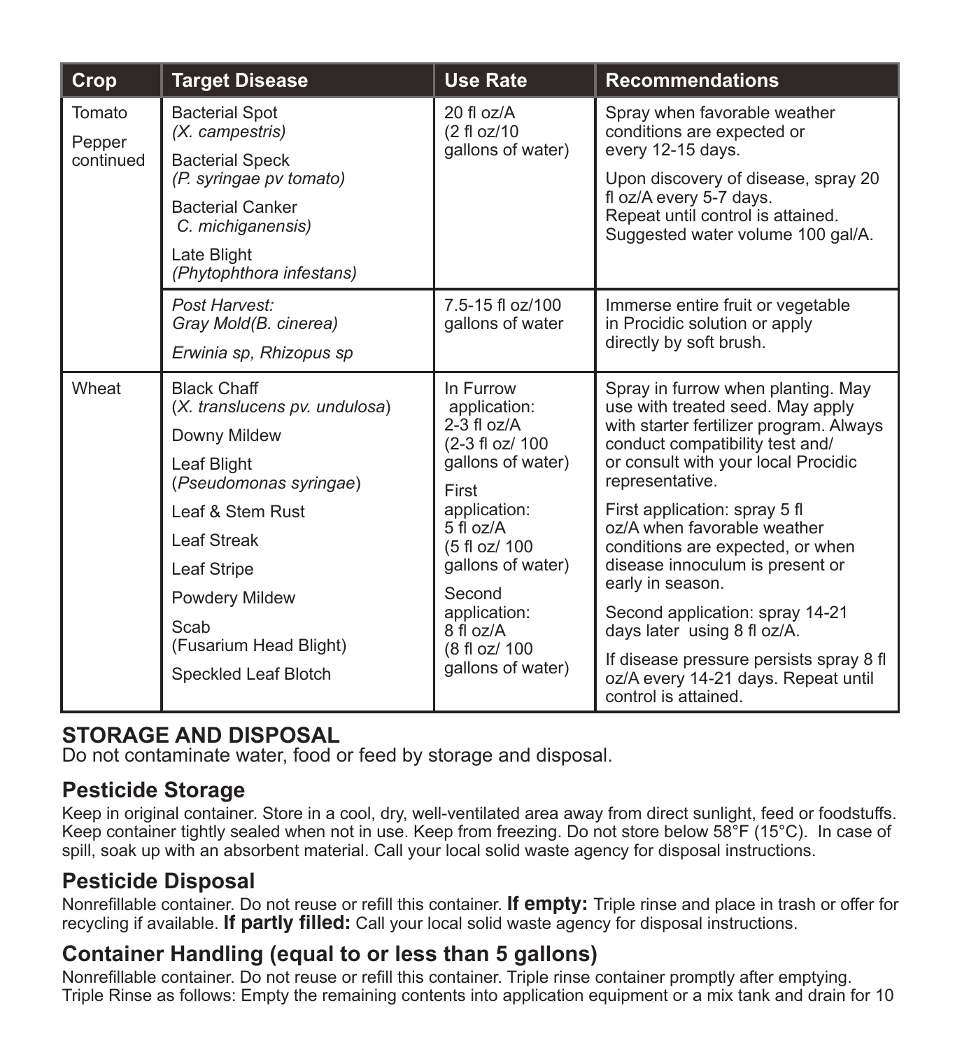| Crop | Target Disease | Use Rate | Recommendations |
|---|---|---|---|
| Tomato<br>Pepper continued | Bacterial Spot *(X. campestris)*<br>Bacterial Speck *(P. syringae pv tomato)*<br>Bacterial Canker *C. michiganensis)*<br>Late Blight *(Phytophthora infestans)* | 20 fl oz/A (2 fl oz/10 gallons of water) | Spray when favorable weather conditions are expected or every 12-15 days.<br>Upon discovery of disease, spray 20 fl oz/A every 5-7 days. Repeat until control is attained. Suggested water volume 100 gal/A. |
| | *Post Harvest:* *Gray Mold(B. cinerea)*<br>*Erwinia sp, Rhizopus sp* | 7.5-15 fl oz/100 gallons of water | Immerse entire fruit or vegetable in Procidic solution or apply directly by soft brush. |
| Wheat | Black Chaff (*X. translucens pv. undulosa*)<br>Downy Mildew<br>Leaf Blight (*Pseudomonas syringae*)<br>Leaf & Stem Rust<br>Leaf Streak<br>Leaf Stripe<br>Powdery Mildew<br>Scab (Fusarium Head Blight)<br>Speckled Leaf Blotch | In Furrow application: 2-3 fl oz/A (2-3 fl oz/ 100 gallons of water)<br>First application: 5 fl oz/A (5 fl oz/ 100 gallons of water)<br>Second application: 8 fl oz/A (8 fl oz/ 100 gallons of water) | Spray in furrow when planting. May use with treated seed. May apply with starter fertilizer program. Always conduct compatibility test and/ or consult with your local Procidic representative.<br>First application: spray 5 fl oz/A when favorable weather conditions are expected, or when disease innoculum is present or early in season.<br>Second application: spray 14-21 days later using 8 fl oz/A.<br>If disease pressure persists spray 8 fl oz/A every 14-21 days. Repeat until control is attained. |

## STORAGE AND DISPOSAL

Do not contaminate water, food or feed by storage and disposal.

### Pesticide Storage

Keep in original container. Store in a cool, dry, well-ventilated area away from direct sunlight, feed or foodstuffs. Keep container tightly sealed when not in use. Keep from freezing. Do not store below 58°F (15°C). In case of spill, soak up with an absorbent material. Call your local solid waste agency for disposal instructions.

### Pesticide Disposal

Nonrefillable container. Do not reuse or refill this container. **If empty:** Triple rinse and place in trash or offer for recycling if available. **If partly filled:** Call your local solid waste agency for disposal instructions.

### Container Handling (equal to or less than 5 gallons)

Nonrefillable container. Do not reuse or refill this container. Triple rinse container promptly after emptying. Triple Rinse as follows: Empty the remaining contents into application equipment or a mix tank and drain for 10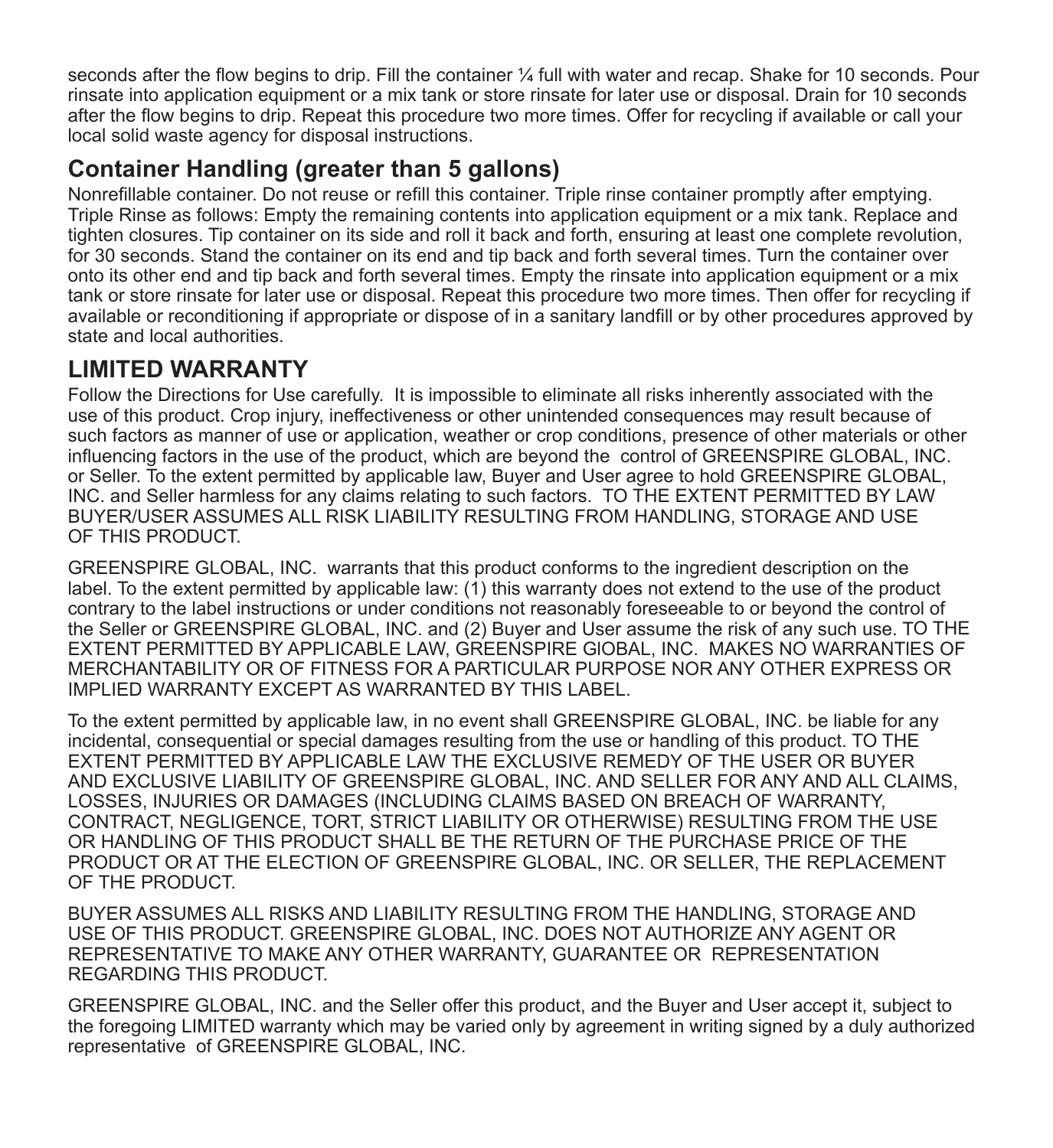seconds after the flow begins to drip. Fill the container ¼ full with water and recap. Shake for 10 seconds. Pour rinsate into application equipment or a mix tank or store rinsate for later use or disposal. Drain for 10 seconds after the flow begins to drip. Repeat this procedure two more times. Offer for recycling if available or call your local solid waste agency for disposal instructions.

## Container Handling (greater than 5 gallons)

Nonrefillable container. Do not reuse or refill this container. Triple rinse container promptly after emptying. Triple Rinse as follows: Empty the remaining contents into application equipment or a mix tank. Replace and tighten closures. Tip container on its side and roll it back and forth, ensuring at least one complete revolution, for 30 seconds. Stand the container on its end and tip back and forth several times. Turn the container over onto its other end and tip back and forth several times. Empty the rinsate into application equipment or a mix tank or store rinsate for later use or disposal. Repeat this procedure two more times. Then offer for recycling if available or reconditioning if appropriate or dispose of in a sanitary landfill or by other procedures approved by state and local authorities.

## LIMITED WARRANTY

Follow the Directions for Use carefully. It is impossible to eliminate all risks inherently associated with the use of this product. Crop injury, ineffectiveness or other unintended consequences may result because of such factors as manner of use or application, weather or crop conditions, presence of other materials or other influencing factors in the use of the product, which are beyond the control of GREENSPIRE GLOBAL, INC. or Seller. To the extent permitted by applicable law, Buyer and User agree to hold GREENSPIRE GLOBAL, INC. and Seller harmless for any claims relating to such factors. TO THE EXTENT PERMITTED BY LAW BUYER/USER ASSUMES ALL RISK LIABILITY RESULTING FROM HANDLING, STORAGE AND USE OF THIS PRODUCT.

GREENSPIRE GLOBAL, INC. warrants that this product conforms to the ingredient description on the label. To the extent permitted by applicable law: (1) this warranty does not extend to the use of the product contrary to the label instructions or under conditions not reasonably foreseeable to or beyond the control of the Seller or GREENSPIRE GLOBAL, INC. and (2) Buyer and User assume the risk of any such use. TO THE EXTENT PERMITTED BY APPLICABLE LAW, GREENSPIRE GlOBAL, INC. MAKES NO WARRANTIES OF MERCHANTABILITY OR OF FITNESS FOR A PARTICULAR PURPOSE NOR ANY OTHER EXPRESS OR IMPLIED WARRANTY EXCEPT AS WARRANTED BY THIS LABEL.

To the extent permitted by applicable law, in no event shall GREENSPIRE GLOBAL, INC. be liable for any incidental, consequential or special damages resulting from the use or handling of this product. TO THE EXTENT PERMITTED BY APPLICABLE LAW THE EXCLUSIVE REMEDY OF THE USER OR BUYER AND EXCLUSIVE LIABILITY OF GREENSPIRE GLOBAL, INC. AND SELLER FOR ANY AND ALL CLAIMS, LOSSES, INJURIES OR DAMAGES (INCLUDING CLAIMS BASED ON BREACH OF WARRANTY, CONTRACT, NEGLIGENCE, TORT, STRICT LIABILITY OR OTHERWISE) RESULTING FROM THE USE OR HANDLING OF THIS PRODUCT SHALL BE THE RETURN OF THE PURCHASE PRICE OF THE PRODUCT OR AT THE ELECTION OF GREENSPIRE GLOBAL, INC. OR SELLER, THE REPLACEMENT OF THE PRODUCT.

BUYER ASSUMES ALL RISKS AND LIABILITY RESULTING FROM THE HANDLING, STORAGE AND USE OF THIS PRODUCT. GREENSPIRE GLOBAL, INC. DOES NOT AUTHORIZE ANY AGENT OR REPRESENTATIVE TO MAKE ANY OTHER WARRANTY, GUARANTEE OR REPRESENTATION REGARDING THIS PRODUCT.

GREENSPIRE GLOBAL, INC. and the Seller offer this product, and the Buyer and User accept it, subject to the foregoing LIMITED warranty which may be varied only by agreement in writing signed by a duly authorized representative of GREENSPIRE GLOBAL, INC.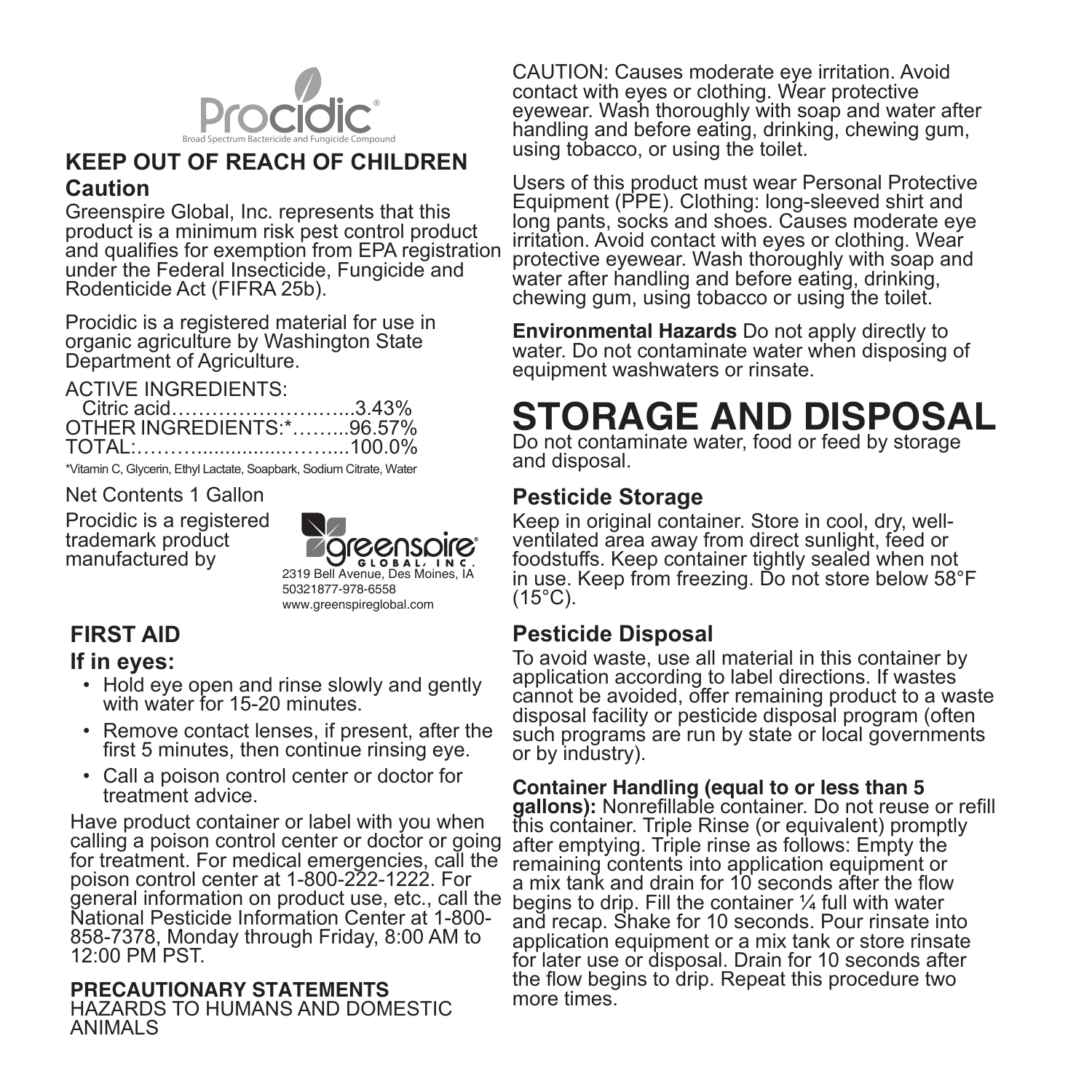Procidic®

Broad Spectrum Bactericide and Fungicide Compound

## KEEP OUT OF REACH OF CHILDREN

### Caution

Greenspire Global, Inc. represents that this product is a minimum risk pest control product and qualifies for exemption from EPA registration under the Federal Insecticide, Fungicide and Rodenticide Act (FIFRA 25b).

Procidic is a registered material for use in organic agriculture by Washington State Department of Agriculture.

ACTIVE INGREDIENTS:
Citric acid……………………….....3.43%
OTHER INGREDIENTS:*……...96.57%
TOTAL:……….............……....100.0%

*Vitamin C, Glycerin, Ethyl Lactate, Soapbark, Sodium Citrate, Water

Net Contents 1 Gallon

Procidic is a registered trademark product manufactured by

greenspire® GLOBAL, INC.
2319 Bell Avenue, Des Moines, IA
50321877-978-6558
www.greenspireglobal.com

## FIRST AID

### If in eyes:

- Hold eye open and rinse slowly and gently with water for 15-20 minutes.
- Remove contact lenses, if present, after the first 5 minutes, then continue rinsing eye.
- Call a poison control center or doctor for treatment advice.

Have product container or label with you when calling a poison control center or doctor or going for treatment. For medical emergencies, call the poison control center at 1-800-222-1222. For general information on product use, etc., call the National Pesticide Information Center at 1-800-858-7378, Monday through Friday, 8:00 AM to 12:00 PM PST.

**PRECAUTIONARY STATEMENTS**
HAZARDS TO HUMANS AND DOMESTIC ANIMALS

CAUTION: Causes moderate eye irritation. Avoid contact with eyes or clothing. Wear protective eyewear. Wash thoroughly with soap and water after handling and before eating, drinking, chewing gum, using tobacco, or using the toilet.

Users of this product must wear Personal Protective Equipment (PPE). Clothing: long-sleeved shirt and long pants, socks and shoes. Causes moderate eye irritation. Avoid contact with eyes or clothing. Wear protective eyewear. Wash thoroughly with soap and water after handling and before eating, drinking, chewing gum, using tobacco or using the toilet.

**Environmental Hazards** Do not apply directly to water. Do not contaminate water when disposing of equipment washwaters or rinsate.

# STORAGE AND DISPOSAL

Do not contaminate water, food or feed by storage and disposal.

### Pesticide Storage

Keep in original container. Store in cool, dry, well-ventilated area away from direct sunlight, feed or foodstuffs. Keep container tightly sealed when not in use. Keep from freezing. Do not store below 58°F (15°C).

### Pesticide Disposal

To avoid waste, use all material in this container by application according to label directions. If wastes cannot be avoided, offer remaining product to a waste disposal facility or pesticide disposal program (often such programs are run by state or local governments or by industry).

**Container Handling (equal to or less than 5 gallons):** Nonrefillable container. Do not reuse or refill this container. Triple Rinse (or equivalent) promptly after emptying. Triple rinse as follows: Empty the remaining contents into application equipment or a mix tank and drain for 10 seconds after the flow begins to drip. Fill the container ¼ full with water and recap. Shake for 10 seconds. Pour rinsate into application equipment or a mix tank or store rinsate for later use or disposal. Drain for 10 seconds after the flow begins to drip. Repeat this procedure two more times.